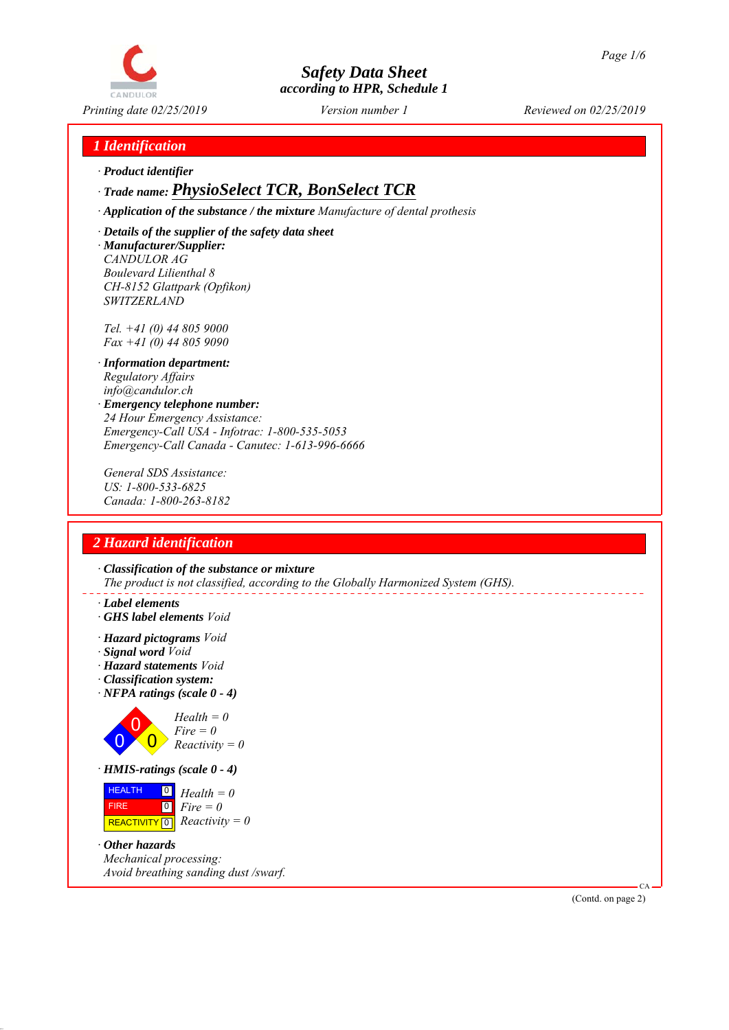# Safety Data Sheet
### according to HPR, Schedule 1

*Printing date 02/25/2019* *Version number 1* *Reviewed on 02/25/2019*

## 1 Identification

· **Product identifier**

· **Trade name:** ***PhysioSelect TCR, BonSelect TCR***

· **Application of the substance / the mixture** *Manufacture of dental prothesis*

· **Details of the supplier of the safety data sheet**

· **Manufacturer/Supplier:**
CANDULOR AG
Boulevard Lilienthal 8
CH-8152 Glattpark (Opfikon)
SWITZERLAND

Tel. +41 (0) 44 805 9000
Fax +41 (0) 44 805 9090

· **Information department:**
Regulatory Affairs
info@candulor.ch

· **Emergency telephone number:**
24 Hour Emergency Assistance:
Emergency-Call USA - Infotrac: 1-800-535-5053
Emergency-Call Canada - Canutec: 1-613-996-6666

General SDS Assistance:
US: 1-800-533-6825
Canada: 1-800-263-8182

## 2 Hazard identification

· **Classification of the substance or mixture**
The product is not classified, according to the Globally Harmonized System (GHS).

· **Label elements**

· **GHS label elements** Void

· **Hazard pictograms** Void

· **Signal word** Void

· **Hazard statements** Void

· **Classification system:**

· **NFPA ratings (scale 0 - 4)**

Health = 0
Fire = 0
Reactivity = 0

· **HMIS-ratings (scale 0 - 4)**

| HMIS | Rating |
|---|---|
| HEALTH | 0 |
| FIRE | 0 |
| REACTIVITY | 0 |

Health = 0
Fire = 0
Reactivity = 0

· **Other hazards**
Mechanical processing:
Avoid breathing sanding dust /swarf.

(Contd. on page 2)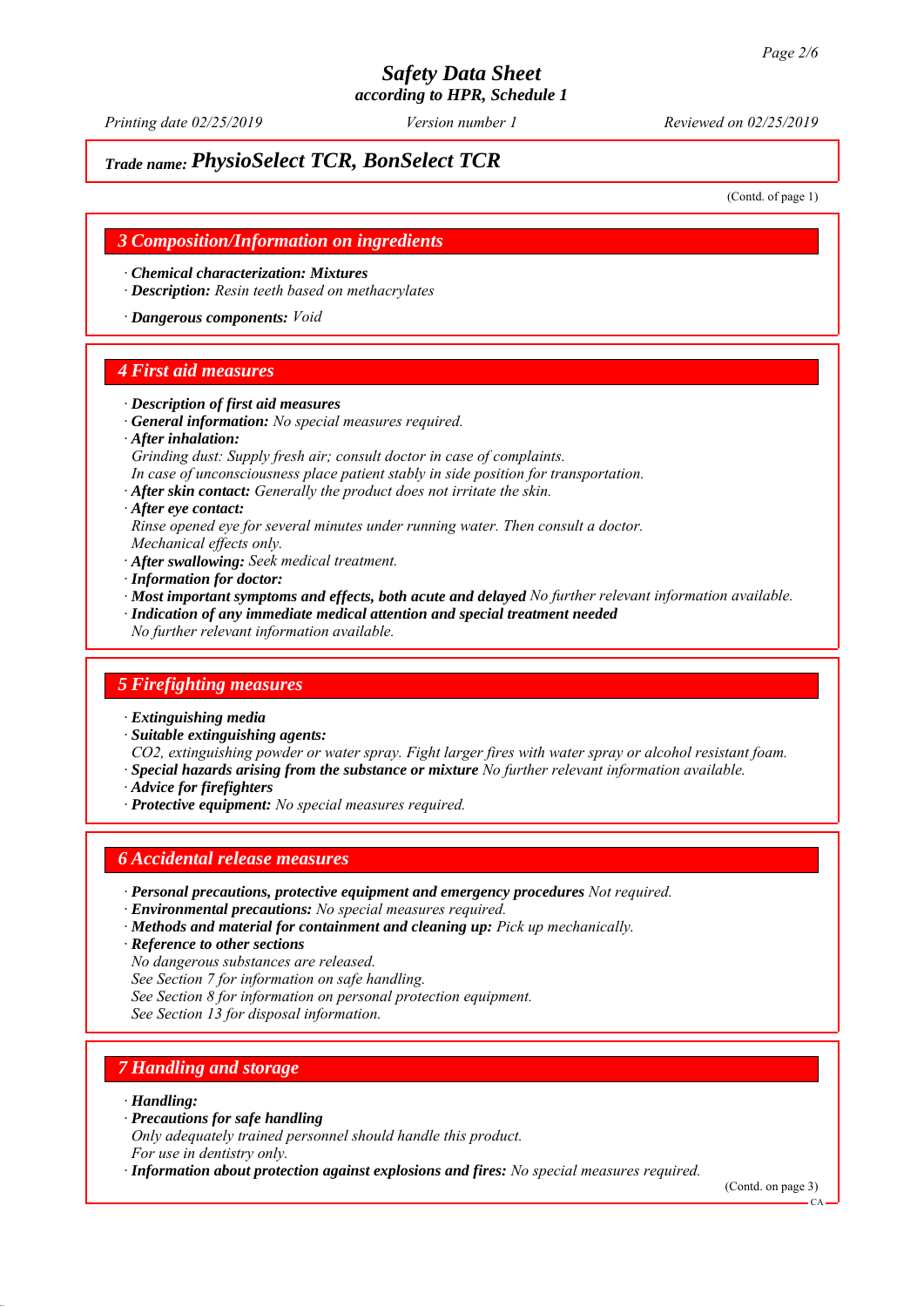## Trade name: PhysioSelect TCR, BonSelect TCR

(Contd. of page 1)

### 3 Composition/Information on ingredients

· **Chemical characterization: Mixtures**
· **Description:** Resin teeth based on methacrylates

· **Dangerous components:** Void

### 4 First aid measures

· **Description of first aid measures**
· **General information:** No special measures required.
· **After inhalation:**
Grinding dust: Supply fresh air; consult doctor in case of complaints.
In case of unconsciousness place patient stably in side position for transportation.
· **After skin contact:** Generally the product does not irritate the skin.
· **After eye contact:**
Rinse opened eye for several minutes under running water. Then consult a doctor.
Mechanical effects only.
· **After swallowing:** Seek medical treatment.
· **Information for doctor:**
· **Most important symptoms and effects, both acute and delayed** No further relevant information available.
· **Indication of any immediate medical attention and special treatment needed**
No further relevant information available.

### 5 Firefighting measures

· **Extinguishing media**
· **Suitable extinguishing agents:**
$CO_2$, extinguishing powder or water spray. Fight larger fires with water spray or alcohol resistant foam.
· **Special hazards arising from the substance or mixture** No further relevant information available.
· **Advice for firefighters**
· **Protective equipment:** No special measures required.

### 6 Accidental release measures

· **Personal precautions, protective equipment and emergency procedures** Not required.
· **Environmental precautions:** No special measures required.
· **Methods and material for containment and cleaning up:** Pick up mechanically.
· **Reference to other sections**
No dangerous substances are released.
See Section 7 for information on safe handling.
See Section 8 for information on personal protection equipment.
See Section 13 for disposal information.

### 7 Handling and storage

· **Handling:**
· **Precautions for safe handling**
Only adequately trained personnel should handle this product.
For use in dentistry only.
· **Information about protection against explosions and fires:** No special measures required.

(Contd. on page 3)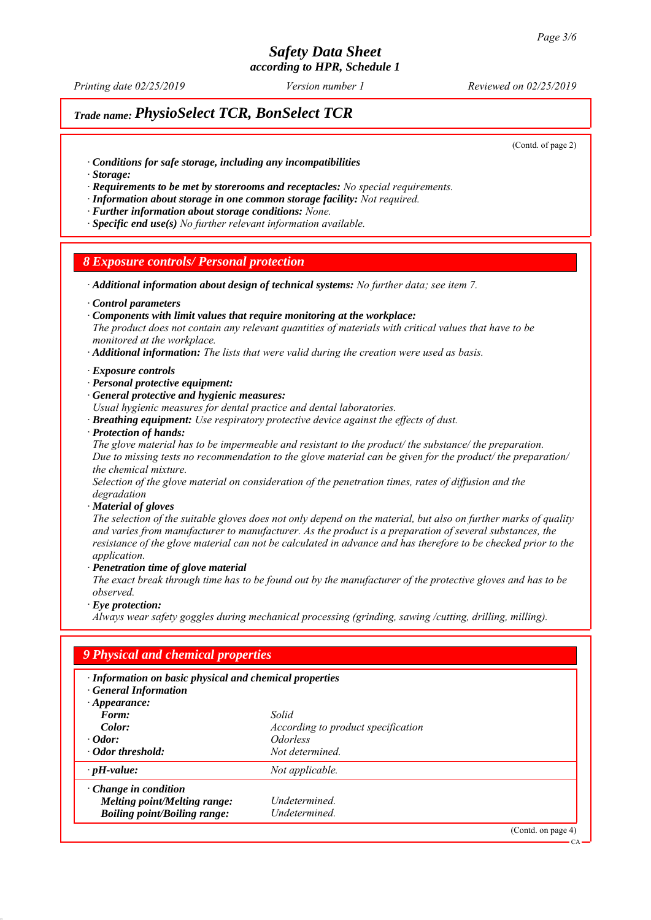# Safety Data Sheet

**according to HPR, Schedule 1**

*Printing date 02/25/2019* *Version number 1* *Reviewed on 02/25/2019*

## *Trade name:* ***PhysioSelect TCR, BonSelect TCR***

(Contd. of page 2)

· ***Conditions for safe storage, including any incompatibilities***
· ***Storage:***
· ***Requirements to be met by storerooms and receptacles:*** *No special requirements.*
· ***Information about storage in one common storage facility:*** *Not required.*
· ***Further information about storage conditions:*** *None.*
· ***Specific end use(s)*** *No further relevant information available.*

## 8 Exposure controls/ Personal protection

· ***Additional information about design of technical systems:*** *No further data; see item 7.*

· ***Control parameters***
· ***Components with limit values that require monitoring at the workplace:***
*The product does not contain any relevant quantities of materials with critical values that have to be monitored at the workplace.*
· ***Additional information:*** *The lists that were valid during the creation were used as basis.*

· ***Exposure controls***
· ***Personal protective equipment:***
· ***General protective and hygienic measures:***
*Usual hygienic measures for dental practice and dental laboratories.*
· ***Breathing equipment:*** *Use respiratory protective device against the effects of dust.*
· ***Protection of hands:***
*The glove material has to be impermeable and resistant to the product/ the substance/ the preparation.*
*Due to missing tests no recommendation to the glove material can be given for the product/ the preparation/ the chemical mixture.*
*Selection of the glove material on consideration of the penetration times, rates of diffusion and the degradation*
· ***Material of gloves***
*The selection of the suitable gloves does not only depend on the material, but also on further marks of quality and varies from manufacturer to manufacturer. As the product is a preparation of several substances, the resistance of the glove material can not be calculated in advance and has therefore to be checked prior to the application.*
· ***Penetration time of glove material***
*The exact break through time has to be found out by the manufacturer of the protective gloves and has to be observed.*
· ***Eye protection:***
*Always wear safety goggles during mechanical processing (grinding, sawing /cutting, drilling, milling).*

## 9 Physical and chemical properties

· ***Information on basic physical and chemical properties***
· ***General Information***

| | |
|---|---|
| · ***Appearance:*** | |
| ***Form:*** | *Solid* |
| ***Color:*** | *According to product specification* |
| · ***Odor:*** | *Odorless* |
| · ***Odor threshold:*** | *Not determined.* |
| · ***pH-value:*** | *Not applicable.* |
| · ***Change in condition*** | |
| ***Melting point/Melting range:*** | *Undetermined.* |
| ***Boiling point/Boiling range:*** | *Undetermined.* |

(Contd. on page 4)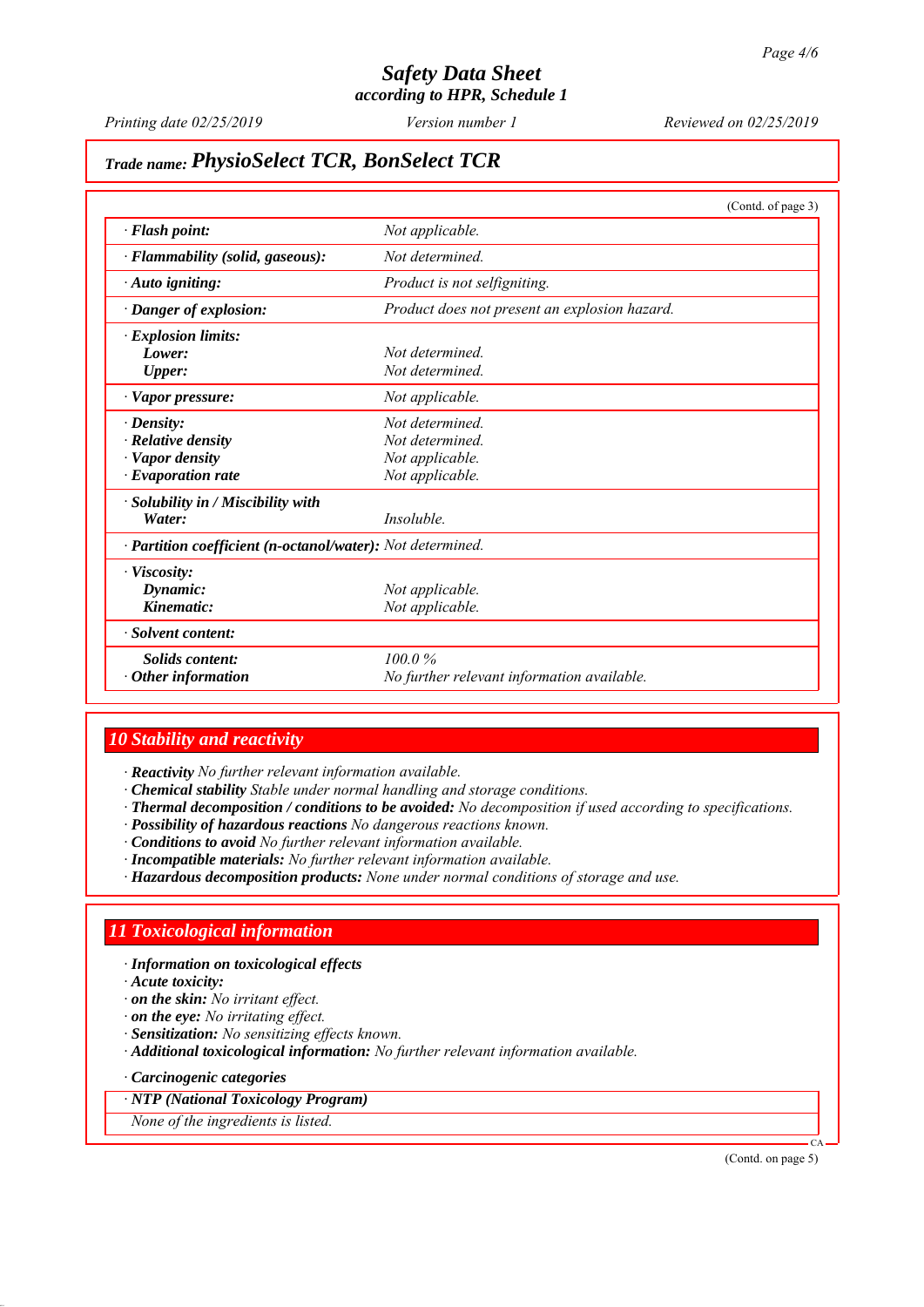# Safety Data Sheet
### according to HPR, Schedule 1

*Printing date 02/25/2019* *Version number 1* *Reviewed on 02/25/2019*

## Trade name: *PhysioSelect TCR, BonSelect TCR*

(Contd. of page 3)

| | |
|---|---|
| · **Flash point:** | *Not applicable.* |
| · **Flammability (solid, gaseous):** | *Not determined.* |
| · **Auto igniting:** | *Product is not selfigniting.* |
| · **Danger of explosion:** | *Product does not present an explosion hazard.* |
| · **Explosion limits:** | |
| **Lower:** | *Not determined.* |
| **Upper:** | *Not determined.* |
| · **Vapor pressure:** | *Not applicable.* |
| · **Density:** | *Not determined.* |
| · **Relative density** | *Not determined.* |
| · **Vapor density** | *Not applicable.* |
| · **Evaporation rate** | *Not applicable.* |
| · **Solubility in / Miscibility with** | |
| **Water:** | *Insoluble.* |
| · **Partition coefficient (n-octanol/water):** | *Not determined.* |
| · **Viscosity:** | |
| **Dynamic:** | *Not applicable.* |
| **Kinematic:** | *Not applicable.* |
| · **Solvent content:** | |
| **Solids content:** | *100.0 %* |
| · **Other information** | *No further relevant information available.* |

## 10 Stability and reactivity

· **Reactivity** *No further relevant information available.*
· **Chemical stability** *Stable under normal handling and storage conditions.*
· **Thermal decomposition / conditions to be avoided:** *No decomposition if used according to specifications.*
· **Possibility of hazardous reactions** *No dangerous reactions known.*
· **Conditions to avoid** *No further relevant information available.*
· **Incompatible materials:** *No further relevant information available.*
· **Hazardous decomposition products:** *None under normal conditions of storage and use.*

## 11 Toxicological information

· **Information on toxicological effects**
· **Acute toxicity:**
· **on the skin:** *No irritant effect.*
· **on the eye:** *No irritating effect.*
· **Sensitization:** *No sensitizing effects known.*
· **Additional toxicological information:** *No further relevant information available.*

· **Carcinogenic categories**

| · **NTP (National Toxicology Program)** |
|---|
| *None of the ingredients is listed.* |

(Contd. on page 5)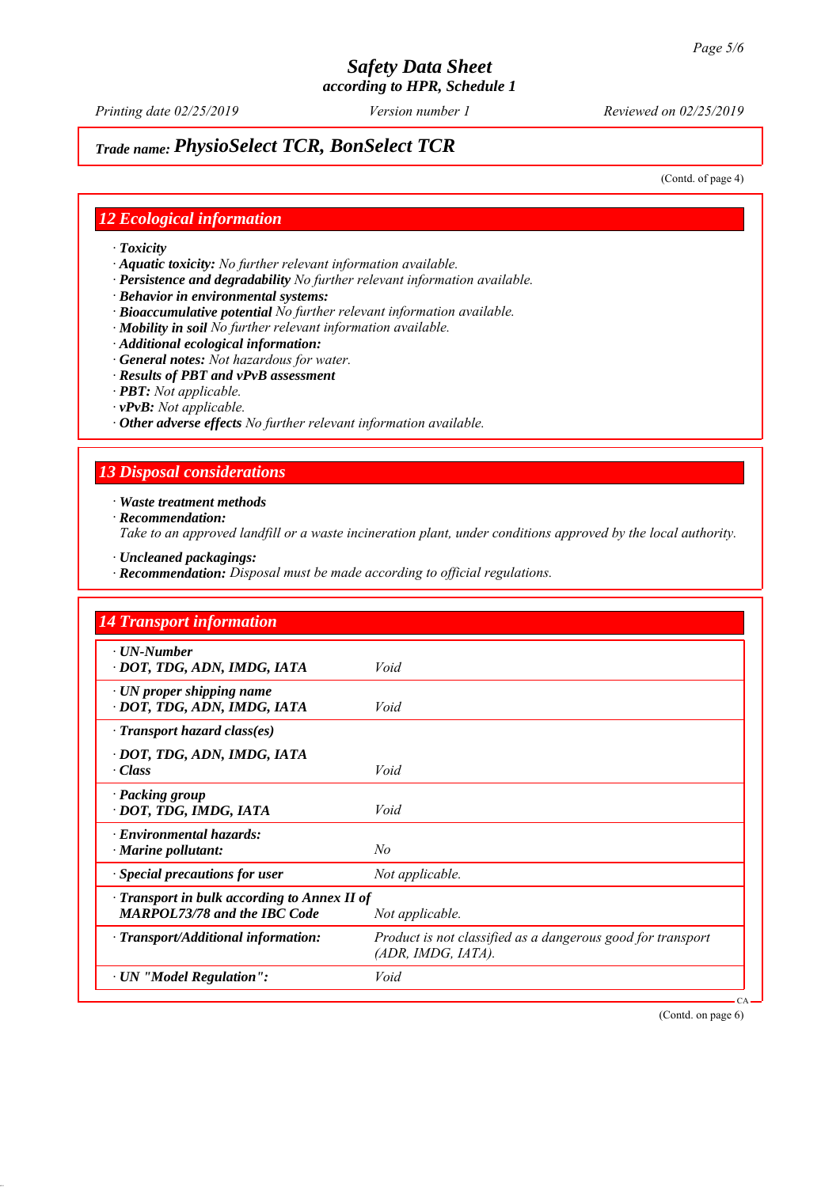## Trade name: PhysioSelect TCR, BonSelect TCR

(Contd. of page 4)

## 12 Ecological information

- · **Toxicity**
- · **Aquatic toxicity:** *No further relevant information available.*
- · **Persistence and degradability** *No further relevant information available.*
- · **Behavior in environmental systems:**
- · **Bioaccumulative potential** *No further relevant information available.*
- · **Mobility in soil** *No further relevant information available.*
- · **Additional ecological information:**
- · **General notes:** *Not hazardous for water.*
- · **Results of PBT and vPvB assessment**
- · **PBT:** *Not applicable.*
- · **vPvB:** *Not applicable.*
- · **Other adverse effects** *No further relevant information available.*

## 13 Disposal considerations

- · **Waste treatment methods**
- · **Recommendation:**
  *Take to an approved landfill or a waste incineration plant, under conditions approved by the local authority.*
- · **Uncleaned packagings:**
- · **Recommendation:** *Disposal must be made according to official regulations.*

## 14 Transport information

| | |
|---|---|
| · **UN-Number**<br>· **DOT, TDG, ADN, IMDG, IATA** | *Void* |
| · **UN proper shipping name**<br>· **DOT, TDG, ADN, IMDG, IATA** | *Void* |
| · **Transport hazard class(es)**<br><br>· **DOT, TDG, ADN, IMDG, IATA**<br>· **Class** | *Void* |
| · **Packing group**<br>· **DOT, TDG, IMDG, IATA** | *Void* |
| · **Environmental hazards:**<br>· **Marine pollutant:** | *No* |
| · **Special precautions for user** | *Not applicable.* |
| · **Transport in bulk according to Annex II of MARPOL73/78 and the IBC Code** | *Not applicable.* |
| · **Transport/Additional information:** | *Product is not classified as a dangerous good for transport (ADR, IMDG, IATA).* |
| · **UN "Model Regulation":** | *Void* |

(Contd. on page 6)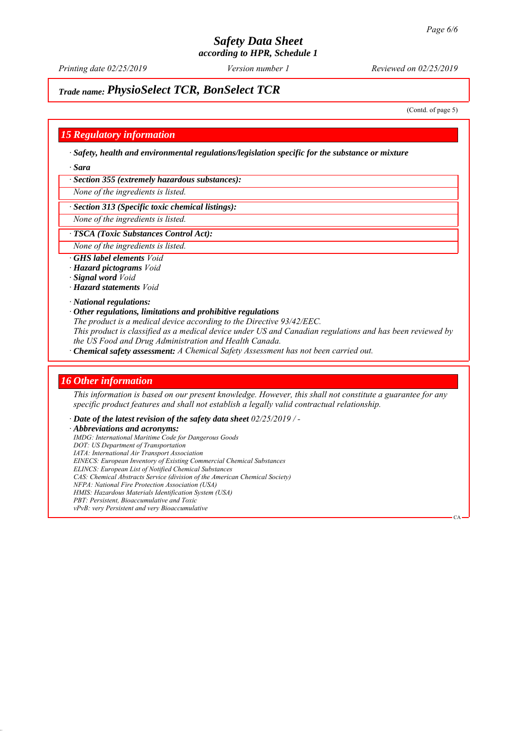## Trade name: *PhysioSelect TCR, BonSelect TCR*

(Contd. of page 5)

## 15 Regulatory information

· **Safety, health and environmental regulations/legislation specific for the substance or mixture**

· **Sara**

· **Section 355 (extremely hazardous substances):**

*None of the ingredients is listed.*

· **Section 313 (Specific toxic chemical listings):**

*None of the ingredients is listed.*

· **TSCA (Toxic Substances Control Act):**

*None of the ingredients is listed.*

· **GHS label elements** *Void*
· **Hazard pictograms** *Void*
· **Signal word** *Void*
· **Hazard statements** *Void*

· **National regulations:**
· **Other regulations, limitations and prohibitive regulations**
*The product is a medical device according to the Directive 93/42/EEC.*
*This product is classified as a medical device under US and Canadian regulations and has been reviewed by the US Food and Drug Administration and Health Canada.*
· **Chemical safety assessment:** *A Chemical Safety Assessment has not been carried out.*

## 16 Other information

*This information is based on our present knowledge. However, this shall not constitute a guarantee for any specific product features and shall not establish a legally valid contractual relationship.*

· **Date of the latest revision of the safety data sheet** *02/25/2019 / -*
· **Abbreviations and acronyms:**
*IMDG: International Maritime Code for Dangerous Goods*
*DOT: US Department of Transportation*
*IATA: International Air Transport Association*
*EINECS: European Inventory of Existing Commercial Chemical Substances*
*ELINCS: European List of Notified Chemical Substances*
*CAS: Chemical Abstracts Service (division of the American Chemical Society)*
*NFPA: National Fire Protection Association (USA)*
*HMIS: Hazardous Materials Identification System (USA)*
*PBT: Persistent, Bioaccumulative and Toxic*
*vPvB: very Persistent and very Bioaccumulative*